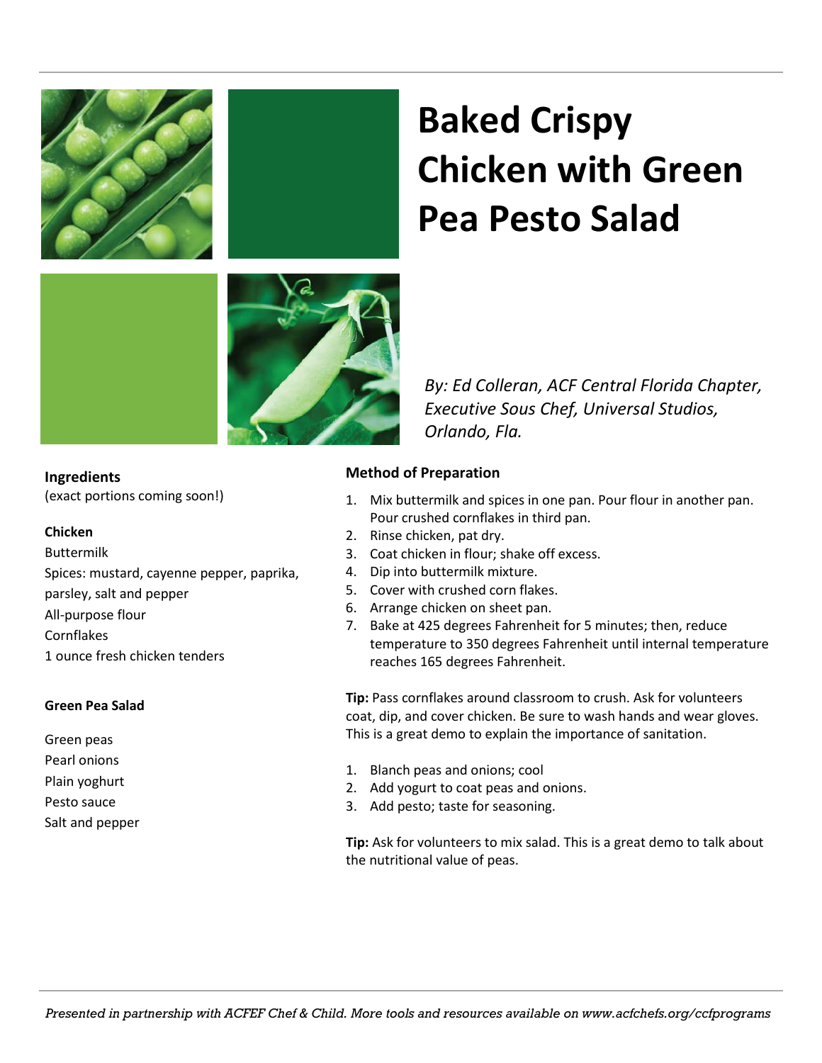# Baked Crispy Chicken with Green Pea Pesto Salad

*By: Ed Colleran, ACF Central Florida Chapter, Executive Sous Chef, Universal Studios, Orlando, Fla.*

**Ingredients**
(exact portions coming soon!)

**Chicken**

Buttermilk
Spices: mustard, cayenne pepper, paprika, parsley, salt and pepper
All-purpose flour
Cornflakes
1 ounce fresh chicken tenders

**Green Pea Salad**

Green peas
Pearl onions
Plain yoghurt
Pesto sauce
Salt and pepper

**Method of Preparation**

1. Mix buttermilk and spices in one pan. Pour flour in another pan. Pour crushed cornflakes in third pan.
2. Rinse chicken, pat dry.
3. Coat chicken in flour; shake off excess.
4. Dip into buttermilk mixture.
5. Cover with crushed corn flakes.
6. Arrange chicken on sheet pan.
7. Bake at 425 degrees Fahrenheit for 5 minutes; then, reduce temperature to 350 degrees Fahrenheit until internal temperature reaches 165 degrees Fahrenheit.

**Tip:** Pass cornflakes around classroom to crush. Ask for volunteers coat, dip, and cover chicken. Be sure to wash hands and wear gloves. This is a great demo to explain the importance of sanitation.

1. Blanch peas and onions; cool
2. Add yogurt to coat peas and onions.
3. Add pesto; taste for seasoning.

**Tip:** Ask for volunteers to mix salad. This is a great demo to talk about the nutritional value of peas.

*Presented in partnership with ACFEF Chef & Child. More tools and resources available on www.acfchefs.org/ccfprograms*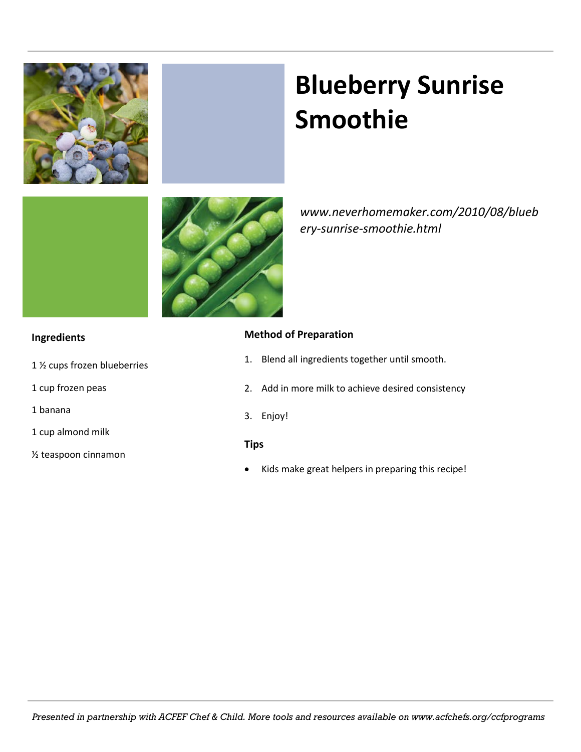# Blueberry Sunrise Smoothie

*www.neverhomemaker.com/2010/08/blueberry-sunrise-smoothie.html*

**Ingredients**

1 ½ cups frozen blueberries

1 cup frozen peas

1 banana

1 cup almond milk

½ teaspoon cinnamon

**Method of Preparation**

1. Blend all ingredients together until smooth.
2. Add in more milk to achieve desired consistency
3. Enjoy!

**Tips**

- Kids make great helpers in preparing this recipe!

*Presented in partnership with ACFEF Chef & Child. More tools and resources available on www.acfchefs.org/ccfprograms*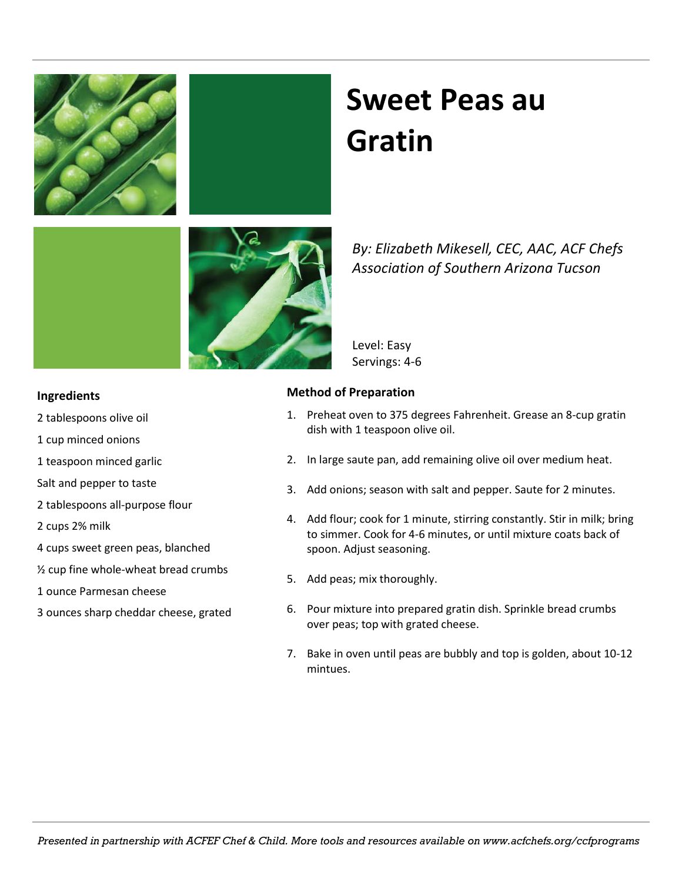# Sweet Peas au Gratin

*By: Elizabeth Mikesell, CEC, AAC, ACF Chefs Association of Southern Arizona Tucson*

Level: Easy
Servings: 4-6

## Ingredients

2 tablespoons olive oil

1 cup minced onions

1 teaspoon minced garlic

Salt and pepper to taste

2 tablespoons all-purpose flour

2 cups 2% milk

4 cups sweet green peas, blanched

½ cup fine whole-wheat bread crumbs

1 ounce Parmesan cheese

3 ounces sharp cheddar cheese, grated

## Method of Preparation

1. Preheat oven to 375 degrees Fahrenheit. Grease an 8-cup gratin dish with 1 teaspoon olive oil.
2. In large saute pan, add remaining olive oil over medium heat.
3. Add onions; season with salt and pepper. Saute for 2 minutes.
4. Add flour; cook for 1 minute, stirring constantly. Stir in milk; bring to simmer. Cook for 4-6 minutes, or until mixture coats back of spoon. Adjust seasoning.
5. Add peas; mix thoroughly.
6. Pour mixture into prepared gratin dish. Sprinkle bread crumbs over peas; top with grated cheese.
7. Bake in oven until peas are bubbly and top is golden, about 10-12 mintues.

*Presented in partnership with ACFEF Chef & Child. More tools and resources available on www.acfchefs.org/ccfprograms*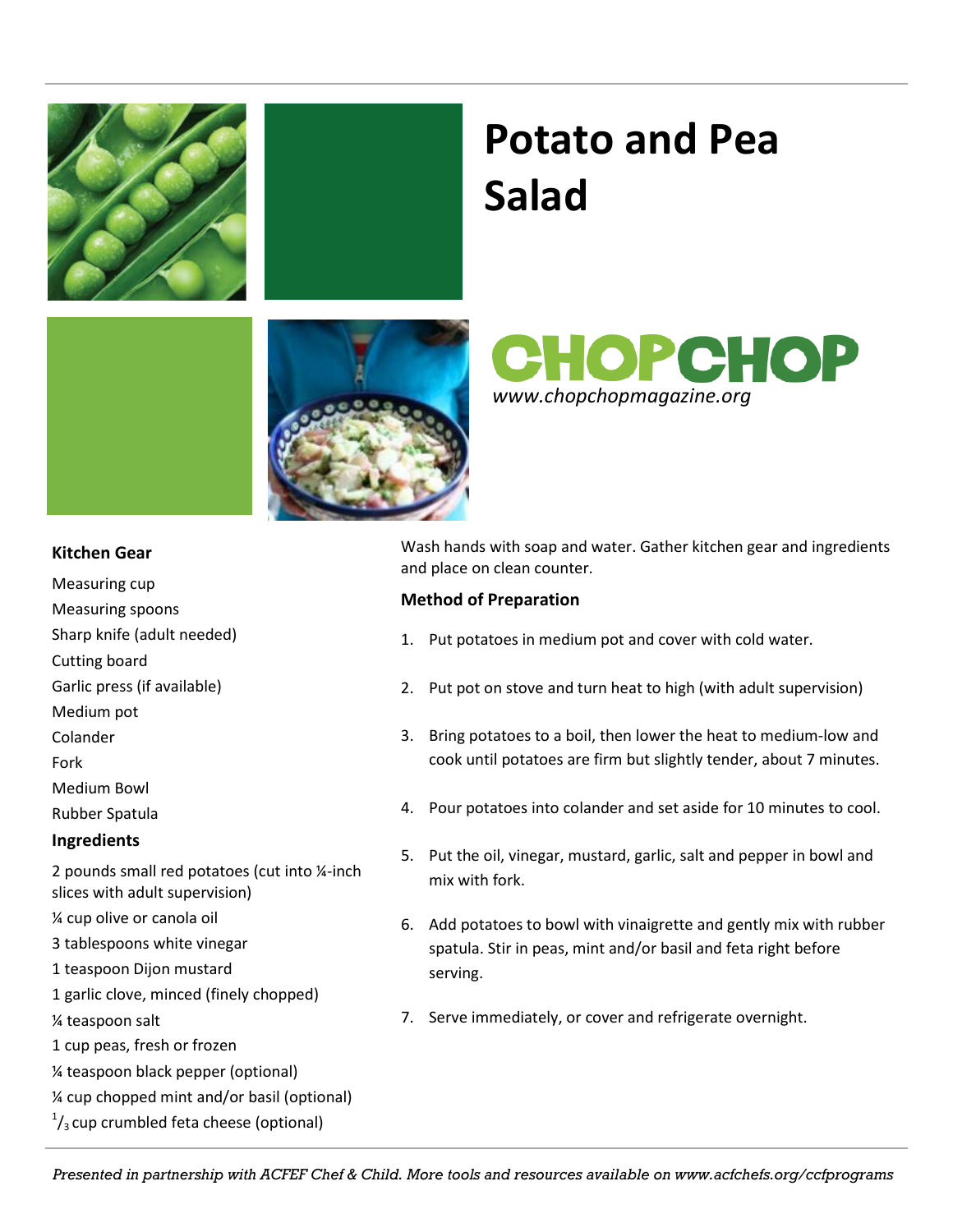# Potato and Pea Salad

CHOPCHOP
*www.chopchopmagazine.org*

## Kitchen Gear

Measuring cup
Measuring spoons
Sharp knife (adult needed)
Cutting board
Garlic press (if available)
Medium pot
Colander
Fork
Medium Bowl
Rubber Spatula

## Ingredients

2 pounds small red potatoes (cut into ¼-inch slices with adult supervision)
¼ cup olive or canola oil
3 tablespoons white vinegar
1 teaspoon Dijon mustard
1 garlic clove, minced (finely chopped)
¼ teaspoon salt
1 cup peas, fresh or frozen
¼ teaspoon black pepper (optional)
¼ cup chopped mint and/or basil (optional)
$^{1}/_{3}$ cup crumbled feta cheese (optional)

Wash hands with soap and water. Gather kitchen gear and ingredients and place on clean counter.

## Method of Preparation

1. Put potatoes in medium pot and cover with cold water.
2. Put pot on stove and turn heat to high (with adult supervision)
3. Bring potatoes to a boil, then lower the heat to medium-low and cook until potatoes are firm but slightly tender, about 7 minutes.
4. Pour potatoes into colander and set aside for 10 minutes to cool.
5. Put the oil, vinegar, mustard, garlic, salt and pepper in bowl and mix with fork.
6. Add potatoes to bowl with vinaigrette and gently mix with rubber spatula. Stir in peas, mint and/or basil and feta right before serving.
7. Serve immediately, or cover and refrigerate overnight.

*Presented in partnership with ACFEF Chef & Child. More tools and resources available on www.acfchefs.org/ccfprograms*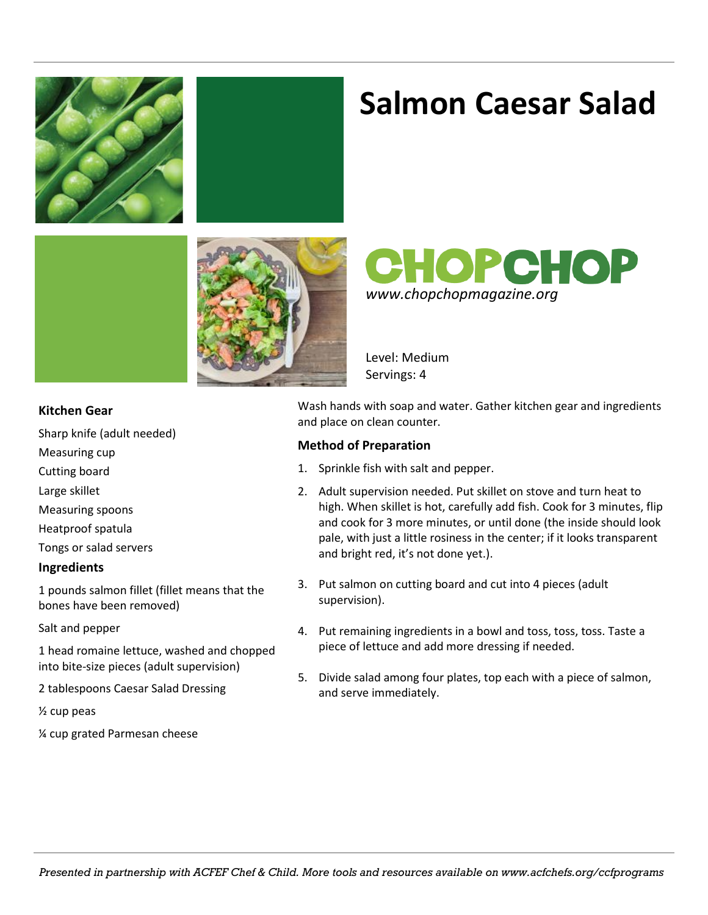# Salmon Caesar Salad

CHOPCHOP
*www.chopchopmagazine.org*

Level: Medium
Servings: 4

### Kitchen Gear

Sharp knife (adult needed)

Measuring cup

Cutting board

Large skillet

Measuring spoons

Heatproof spatula

Tongs or salad servers

### Ingredients

1 pounds salmon fillet (fillet means that the bones have been removed)

Salt and pepper

1 head romaine lettuce, washed and chopped into bite-size pieces (adult supervision)

2 tablespoons Caesar Salad Dressing

½ cup peas

¼ cup grated Parmesan cheese

Wash hands with soap and water. Gather kitchen gear and ingredients and place on clean counter.

### Method of Preparation

1. Sprinkle fish with salt and pepper.
2. Adult supervision needed. Put skillet on stove and turn heat to high. When skillet is hot, carefully add fish. Cook for 3 minutes, flip and cook for 3 more minutes, or until done (the inside should look pale, with just a little rosiness in the center; if it looks transparent and bright red, it's not done yet.).
3. Put salmon on cutting board and cut into 4 pieces (adult supervision).
4. Put remaining ingredients in a bowl and toss, toss, toss. Taste a piece of lettuce and add more dressing if needed.
5. Divide salad among four plates, top each with a piece of salmon, and serve immediately.

*Presented in partnership with ACFEF Chef & Child. More tools and resources available on www.acfchefs.org/ccfprograms*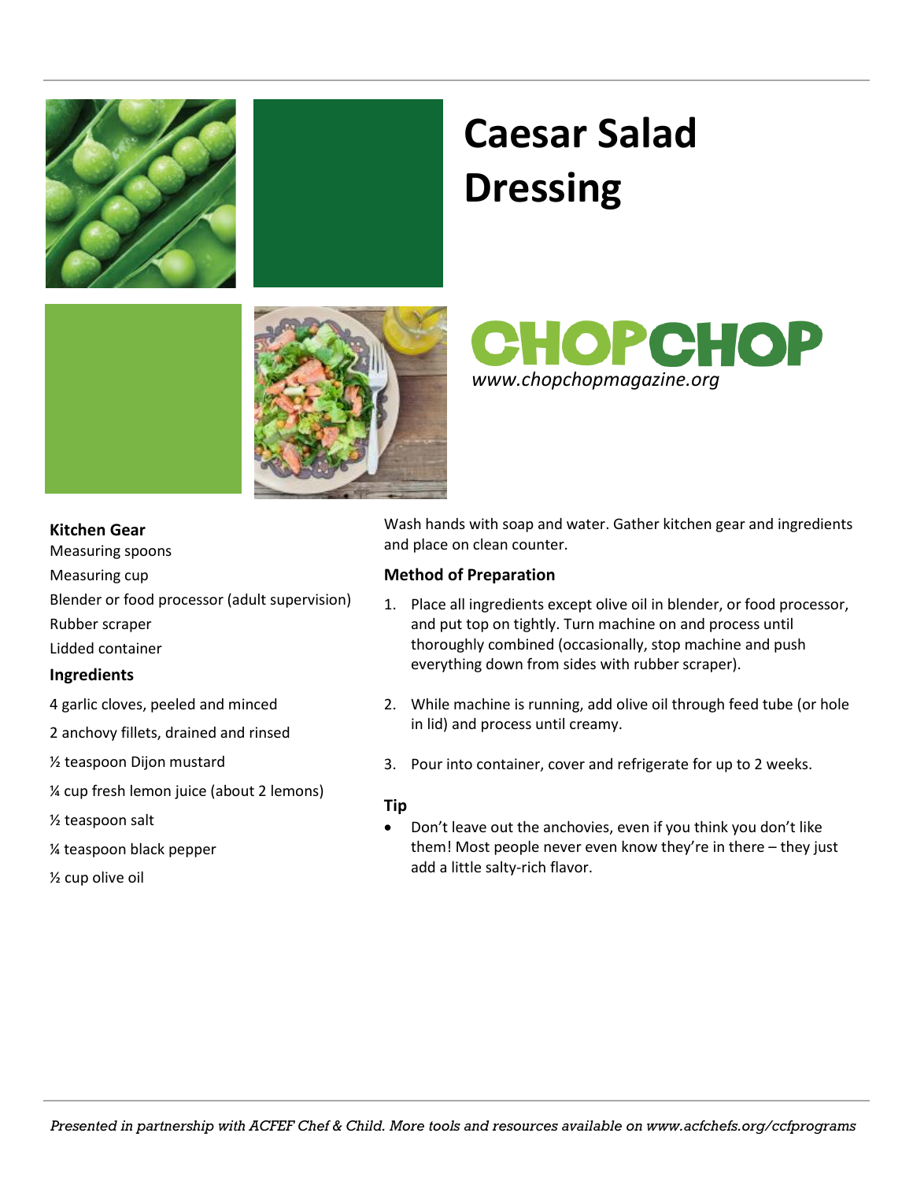# Caesar Salad Dressing

CHOPCHOP

*www.chopchopmagazine.org*

### Kitchen Gear

Measuring spoons

Measuring cup

Blender or food processor (adult supervision)

Rubber scraper

Lidded container

### Ingredients

4 garlic cloves, peeled and minced

2 anchovy fillets, drained and rinsed

½ teaspoon Dijon mustard

¼ cup fresh lemon juice (about 2 lemons)

½ teaspoon salt

¼ teaspoon black pepper

½ cup olive oil

Wash hands with soap and water. Gather kitchen gear and ingredients and place on clean counter.

### Method of Preparation

1. Place all ingredients except olive oil in blender, or food processor, and put top on tightly. Turn machine on and process until thoroughly combined (occasionally, stop machine and push everything down from sides with rubber scraper).
2. While machine is running, add olive oil through feed tube (or hole in lid) and process until creamy.
3. Pour into container, cover and refrigerate for up to 2 weeks.

### Tip

- Don't leave out the anchovies, even if you think you don't like them! Most people never even know they're in there – they just add a little salty-rich flavor.

*Presented in partnership with ACFEF Chef & Child. More tools and resources available on www.acfchefs.org/ccfprograms*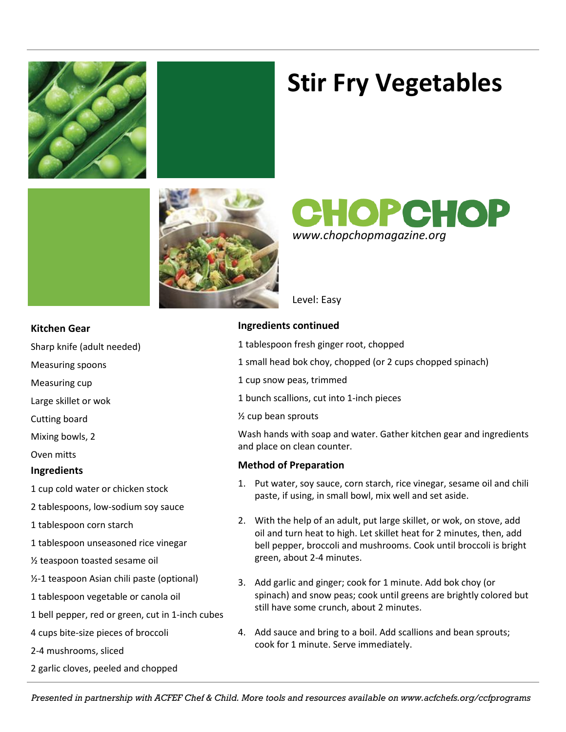# Stir Fry Vegetables

CHOPCHOP
*www.chopchopmagazine.org*

Level: Easy

**Kitchen Gear**

Sharp knife (adult needed)

Measuring spoons

Measuring cup

Large skillet or wok

Cutting board

Mixing bowls, 2

Oven mitts

**Ingredients**

1 cup cold water or chicken stock

2 tablespoons, low-sodium soy sauce

1 tablespoon corn starch

1 tablespoon unseasoned rice vinegar

½ teaspoon toasted sesame oil

½-1 teaspoon Asian chili paste (optional)

1 tablespoon vegetable or canola oil

1 bell pepper, red or green, cut in 1-inch cubes

4 cups bite-size pieces of broccoli

2-4 mushrooms, sliced

2 garlic cloves, peeled and chopped

**Ingredients continued**

1 tablespoon fresh ginger root, chopped

1 small head bok choy, chopped (or 2 cups chopped spinach)

1 cup snow peas, trimmed

1 bunch scallions, cut into 1-inch pieces

½ cup bean sprouts

Wash hands with soap and water. Gather kitchen gear and ingredients and place on clean counter.

**Method of Preparation**

1. Put water, soy sauce, corn starch, rice vinegar, sesame oil and chili paste, if using, in small bowl, mix well and set aside.
2. With the help of an adult, put large skillet, or wok, on stove, add oil and turn heat to high. Let skillet heat for 2 minutes, then, add bell pepper, broccoli and mushrooms. Cook until broccoli is bright green, about 2-4 minutes.
3. Add garlic and ginger; cook for 1 minute. Add bok choy (or spinach) and snow peas; cook until greens are brightly colored but still have some crunch, about 2 minutes.
4. Add sauce and bring to a boil. Add scallions and bean sprouts; cook for 1 minute. Serve immediately.

*Presented in partnership with ACFEF Chef & Child. More tools and resources available on www.acfchefs.org/ccfprograms*